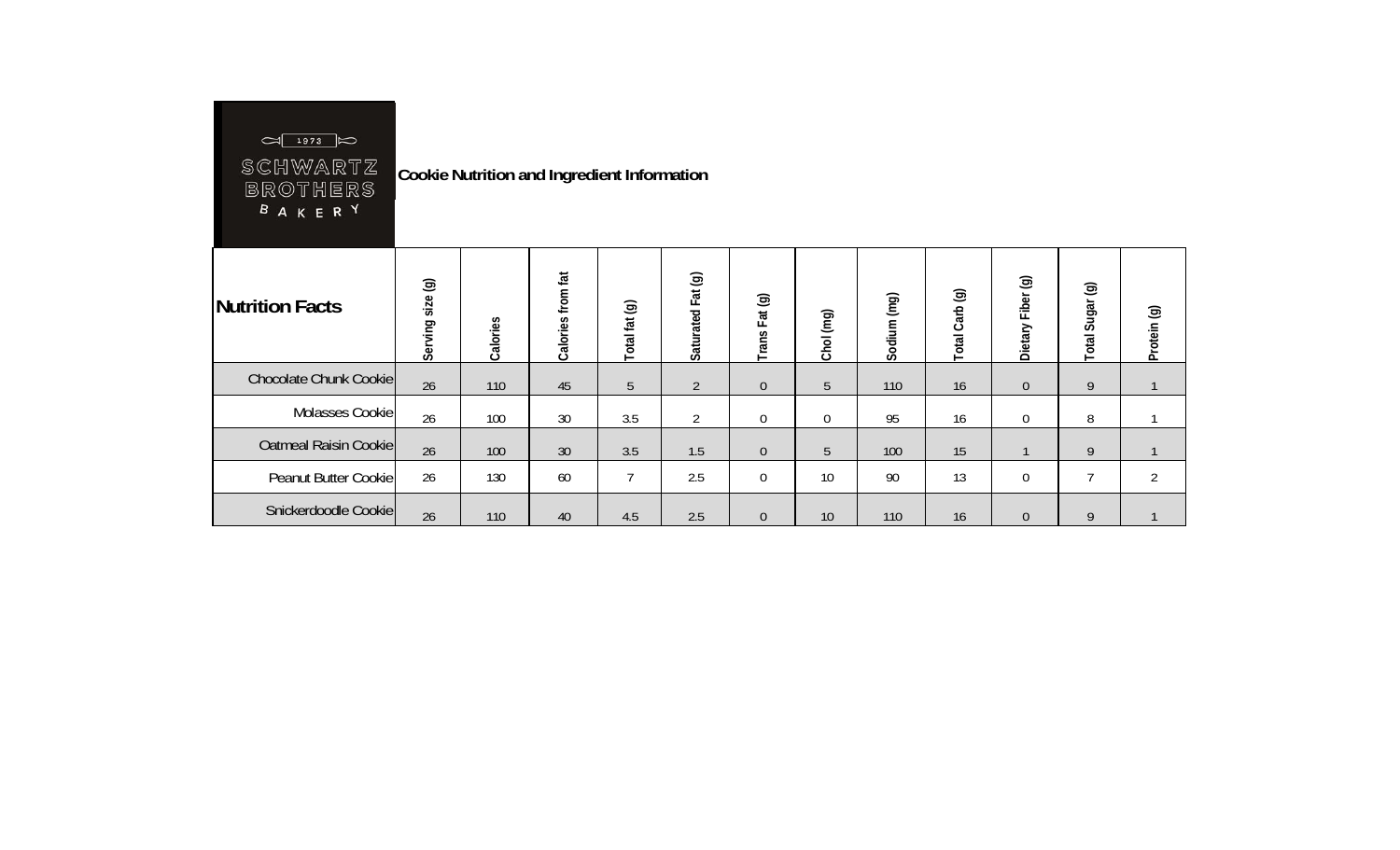SCHWARTZ BROTHERS BAKERY 1973

## Cookie Nutrition and Ingredient Information

| Nutrition Facts | Serving size (g) | Calories | Calories from fat | Total fat (g) | Saturated Fat (g) | Trans Fat (g) | Chol (mg) | Sodium (mg) | Total Carb (g) | Dietary Fiber (g) | Total Sugar (g) | Protein (g) |
|---|---|---|---|---|---|---|---|---|---|---|---|---|
| Chocolate Chunk Cookie | 26 | 110 | 45 | 5 | 2 | 0 | 5 | 110 | 16 | 0 | 9 | 1 |
| Molasses Cookie | 26 | 100 | 30 | 3.5 | 2 | 0 | 0 | 95 | 16 | 0 | 8 | 1 |
| Oatmeal Raisin Cookie | 26 | 100 | 30 | 3.5 | 1.5 | 0 | 5 | 100 | 15 | 1 | 9 | 1 |
| Peanut Butter Cookie | 26 | 130 | 60 | 7 | 2.5 | 0 | 10 | 90 | 13 | 0 | 7 | 2 |
| Snickerdoodle Cookie | 26 | 110 | 40 | 4.5 | 2.5 | 0 | 10 | 110 | 16 | 0 | 9 | 1 |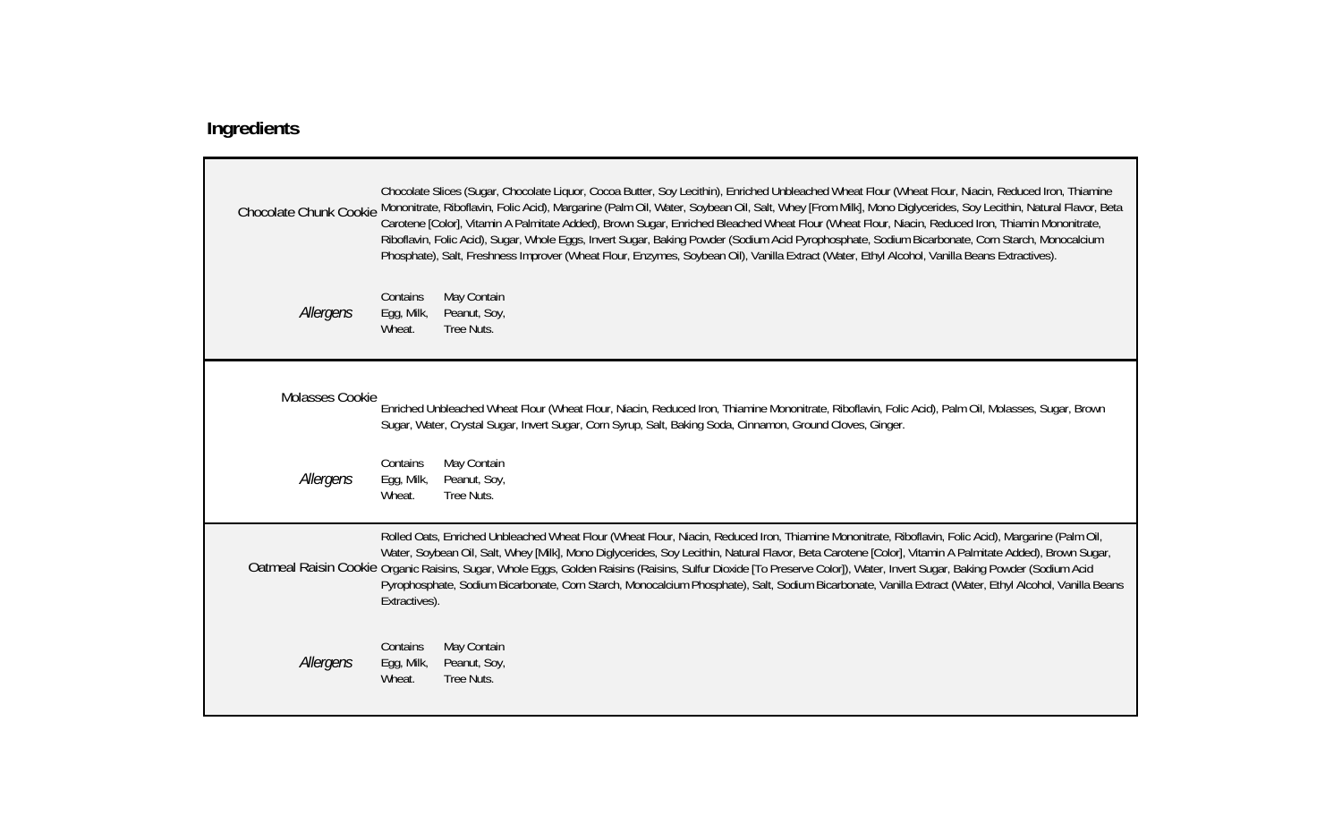## Ingredients

| | |
|---|---|
| Chocolate Chunk Cookie | Chocolate Slices (Sugar, Chocolate Liquor, Cocoa Butter, Soy Lecithin), Enriched Unbleached Wheat Flour (Wheat Flour, Niacin, Reduced Iron, Thiamine Mononitrate, Riboflavin, Folic Acid), Margarine (Palm Oil, Water, Soybean Oil, Salt, Whey [From Milk], Mono Diglycerides, Soy Lecithin, Natural Flavor, Beta Carotene [Color], Vitamin A Palmitate Added), Brown Sugar, Enriched Bleached Wheat Flour (Wheat Flour, Niacin, Reduced Iron, Thiamin Mononitrate, Riboflavin, Folic Acid), Sugar, Whole Eggs, Invert Sugar, Baking Powder (Sodium Acid Pyrophosphate, Sodium Bicarbonate, Corn Starch, Monocalcium Phosphate), Salt, Freshness Improver (Wheat Flour, Enzymes, Soybean Oil), Vanilla Extract (Water, Ethyl Alcohol, Vanilla Beans Extractives). |
| *Allergens* | Contains: Egg, Milk, Wheat. May Contain: Peanut, Soy, Tree Nuts. |
| Molasses Cookie | Enriched Unbleached Wheat Flour (Wheat Flour, Niacin, Reduced Iron, Thiamine Mononitrate, Riboflavin, Folic Acid), Palm Oil, Molasses, Sugar, Brown Sugar, Water, Crystal Sugar, Invert Sugar, Corn Syrup, Salt, Baking Soda, Cinnamon, Ground Cloves, Ginger. |
| *Allergens* | Contains: Egg, Milk, Wheat. May Contain: Peanut, Soy, Tree Nuts. |
| Oatmeal Raisin Cookie | Rolled Oats, Enriched Unbleached Wheat Flour (Wheat Flour, Niacin, Reduced Iron, Thiamine Mononitrate, Riboflavin, Folic Acid), Margarine (Palm Oil, Water, Soybean Oil, Salt, Whey [Milk], Mono Diglycerides, Soy Lecithin, Natural Flavor, Beta Carotene [Color], Vitamin A Palmitate Added), Brown Sugar, Organic Raisins, Sugar, Whole Eggs, Golden Raisins (Raisins, Sulfur Dioxide [To Preserve Color]), Water, Invert Sugar, Baking Powder (Sodium Acid Pyrophosphate, Sodium Bicarbonate, Corn Starch, Monocalcium Phosphate), Salt, Sodium Bicarbonate, Vanilla Extract (Water, Ethyl Alcohol, Vanilla Beans Extractives). |
| *Allergens* | Contains: Egg, Milk, Wheat. May Contain: Peanut, Soy, Tree Nuts. |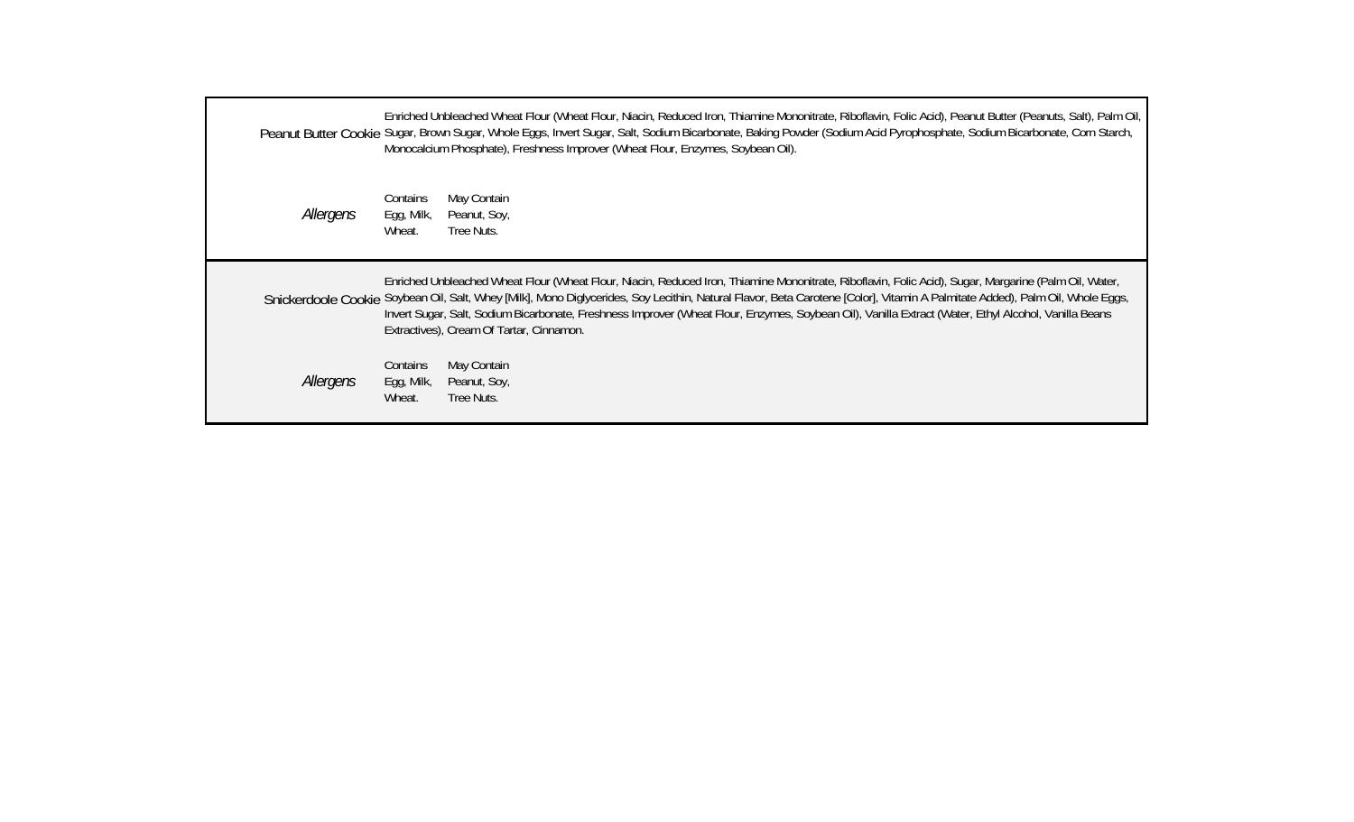| | |
|---|---|
| Peanut Butter Cookie | Enriched Unbleached Wheat Flour (Wheat Flour, Niacin, Reduced Iron, Thiamine Mononitrate, Riboflavin, Folic Acid), Peanut Butter (Peanuts, Salt), Palm Oil, Sugar, Brown Sugar, Whole Eggs, Invert Sugar, Salt, Sodium Bicarbonate, Baking Powder (Sodium Acid Pyrophosphate, Sodium Bicarbonate, Corn Starch, Monocalcium Phosphate), Freshness Improver (Wheat Flour, Enzymes, Soybean Oil). |
| *Allergens* | Contains: Egg, Milk, Wheat. May Contain: Peanut, Soy, Tree Nuts. |
| Snickerdoole Cookie | Enriched Unbleached Wheat Flour (Wheat Flour, Niacin, Reduced Iron, Thiamine Mononitrate, Riboflavin, Folic Acid), Sugar, Margarine (Palm Oil, Water, Soybean Oil, Salt, Whey [Milk], Mono Diglycerides, Soy Lecithin, Natural Flavor, Beta Carotene [Color], Vitamin A Palmitate Added), Palm Oil, Whole Eggs, Invert Sugar, Salt, Sodium Bicarbonate, Freshness Improver (Wheat Flour, Enzymes, Soybean Oil), Vanilla Extract (Water, Ethyl Alcohol, Vanilla Beans Extractives), Cream Of Tartar, Cinnamon. |
| *Allergens* | Contains: Egg, Milk, Wheat. May Contain: Peanut, Soy, Tree Nuts. |